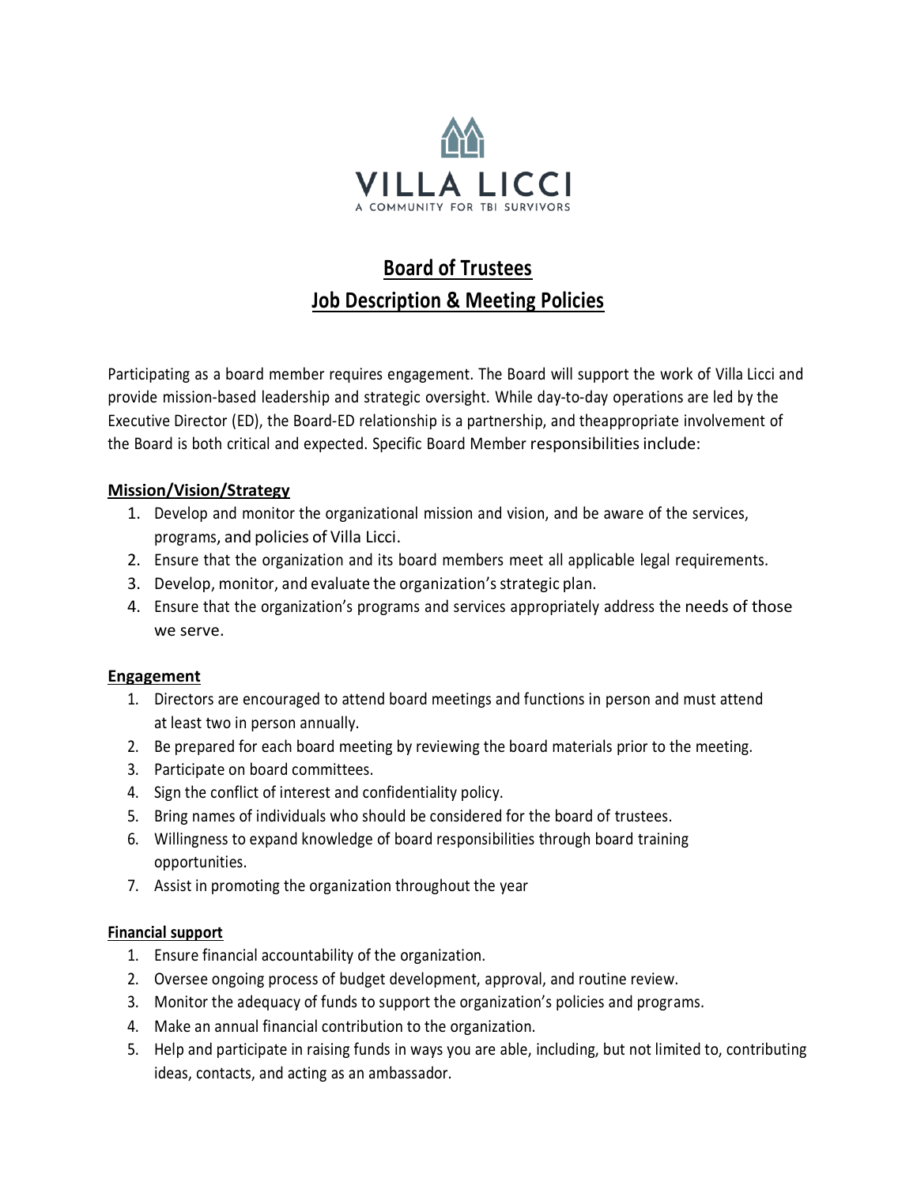VILLA LICCI

A COMMUNITY FOR TBI SURVIVORS

# Board of Trustees
# Job Description & Meeting Policies

Participating as a board member requires engagement. The Board will support the work of Villa Licci and provide mission-based leadership and strategic oversight. While day-to-day operations are led by the Executive Director (ED), the Board-ED relationship is a partnership, and theappropriate involvement of the Board is both critical and expected. Specific Board Member responsibilities include:

## Mission/Vision/Strategy

1. Develop and monitor the organizational mission and vision, and be aware of the services, programs, and policies of Villa Licci.
2. Ensure that the organization and its board members meet all applicable legal requirements.
3. Develop, monitor, and evaluate the organization's strategic plan.
4. Ensure that the organization's programs and services appropriately address the needs of those we serve.

## Engagement

1. Directors are encouraged to attend board meetings and functions in person and must attend at least two in person annually.
2. Be prepared for each board meeting by reviewing the board materials prior to the meeting.
3. Participate on board committees.
4. Sign the conflict of interest and confidentiality policy.
5. Bring names of individuals who should be considered for the board of trustees.
6. Willingness to expand knowledge of board responsibilities through board training opportunities.
7. Assist in promoting the organization throughout the year

## Financial support

1. Ensure financial accountability of the organization.
2. Oversee ongoing process of budget development, approval, and routine review.
3. Monitor the adequacy of funds to support the organization's policies and programs.
4. Make an annual financial contribution to the organization.
5. Help and participate in raising funds in ways you are able, including, but not limited to, contributing ideas, contacts, and acting as an ambassador.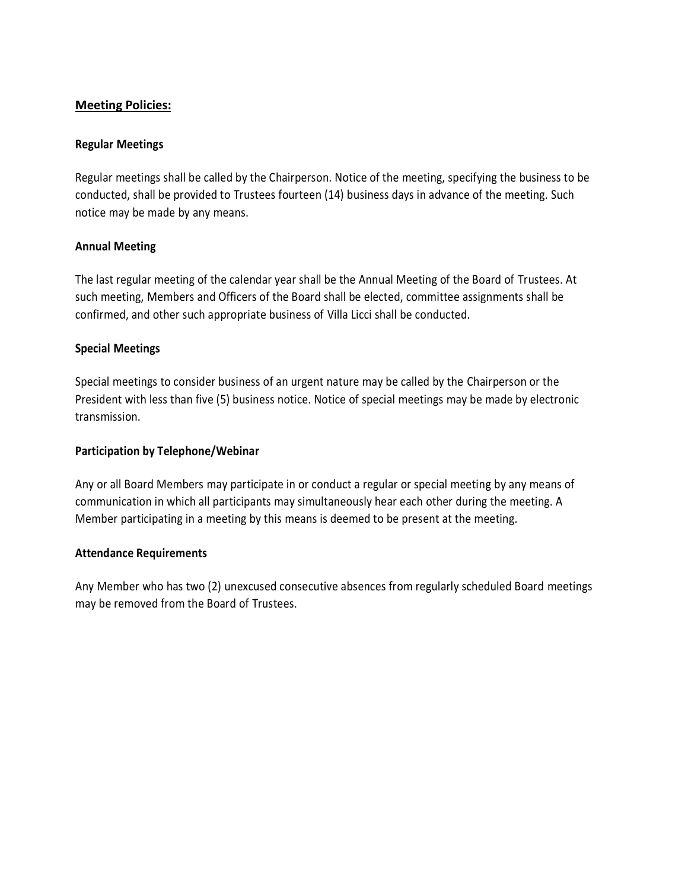## **Meeting Policies:**

**Regular Meetings**

Regular meetings shall be called by the Chairperson. Notice of the meeting, specifying the business to be conducted, shall be provided to Trustees fourteen (14) business days in advance of the meeting. Such notice may be made by any means.

**Annual Meeting**

The last regular meeting of the calendar year shall be the Annual Meeting of the Board of Trustees. At such meeting, Members and Officers of the Board shall be elected, committee assignments shall be confirmed, and other such appropriate business of Villa Licci shall be conducted.

**Special Meetings**

Special meetings to consider business of an urgent nature may be called by the Chairperson or the President with less than five (5) business notice. Notice of special meetings may be made by electronic transmission.

**Participation by Telephone/Webinar**

Any or all Board Members may participate in or conduct a regular or special meeting by any means of communication in which all participants may simultaneously hear each other during the meeting. A Member participating in a meeting by this means is deemed to be present at the meeting.

**Attendance Requirements**

Any Member who has two (2) unexcused consecutive absences from regularly scheduled Board meetings may be removed from the Board of Trustees.